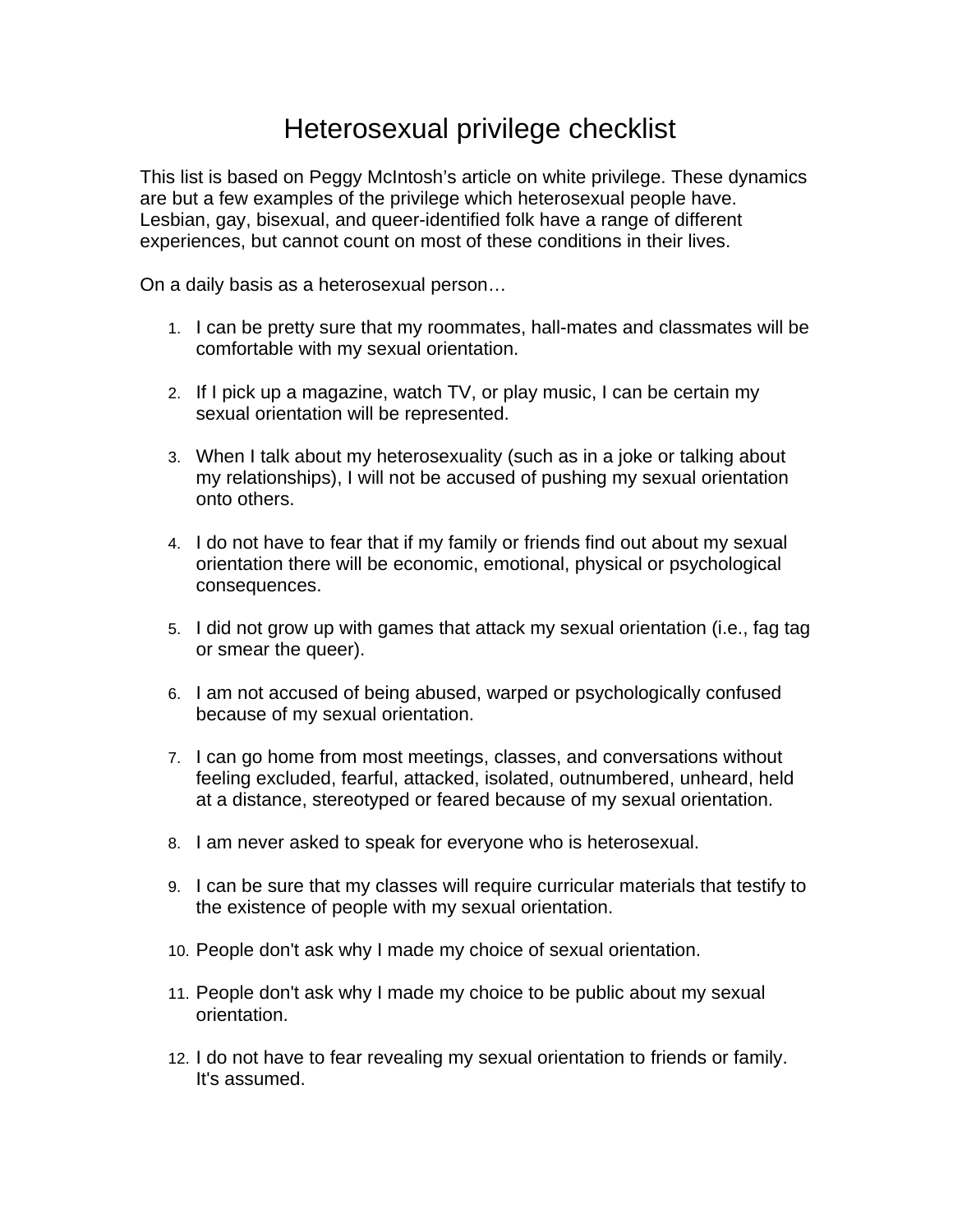# Heterosexual privilege checklist

This list is based on Peggy McIntosh's article on white privilege. These dynamics are but a few examples of the privilege which heterosexual people have. Lesbian, gay, bisexual, and queer-identified folk have a range of different experiences, but cannot count on most of these conditions in their lives.

On a daily basis as a heterosexual person…

1. I can be pretty sure that my roommates, hall-mates and classmates will be comfortable with my sexual orientation.

2. If I pick up a magazine, watch TV, or play music, I can be certain my sexual orientation will be represented.

3. When I talk about my heterosexuality (such as in a joke or talking about my relationships), I will not be accused of pushing my sexual orientation onto others.

4. I do not have to fear that if my family or friends find out about my sexual orientation there will be economic, emotional, physical or psychological consequences.

5. I did not grow up with games that attack my sexual orientation (i.e., fag tag or smear the queer).

6. I am not accused of being abused, warped or psychologically confused because of my sexual orientation.

7. I can go home from most meetings, classes, and conversations without feeling excluded, fearful, attacked, isolated, outnumbered, unheard, held at a distance, stereotyped or feared because of my sexual orientation.

8. I am never asked to speak for everyone who is heterosexual.

9. I can be sure that my classes will require curricular materials that testify to the existence of people with my sexual orientation.

10. People don't ask why I made my choice of sexual orientation.

11. People don't ask why I made my choice to be public about my sexual orientation.

12. I do not have to fear revealing my sexual orientation to friends or family. It's assumed.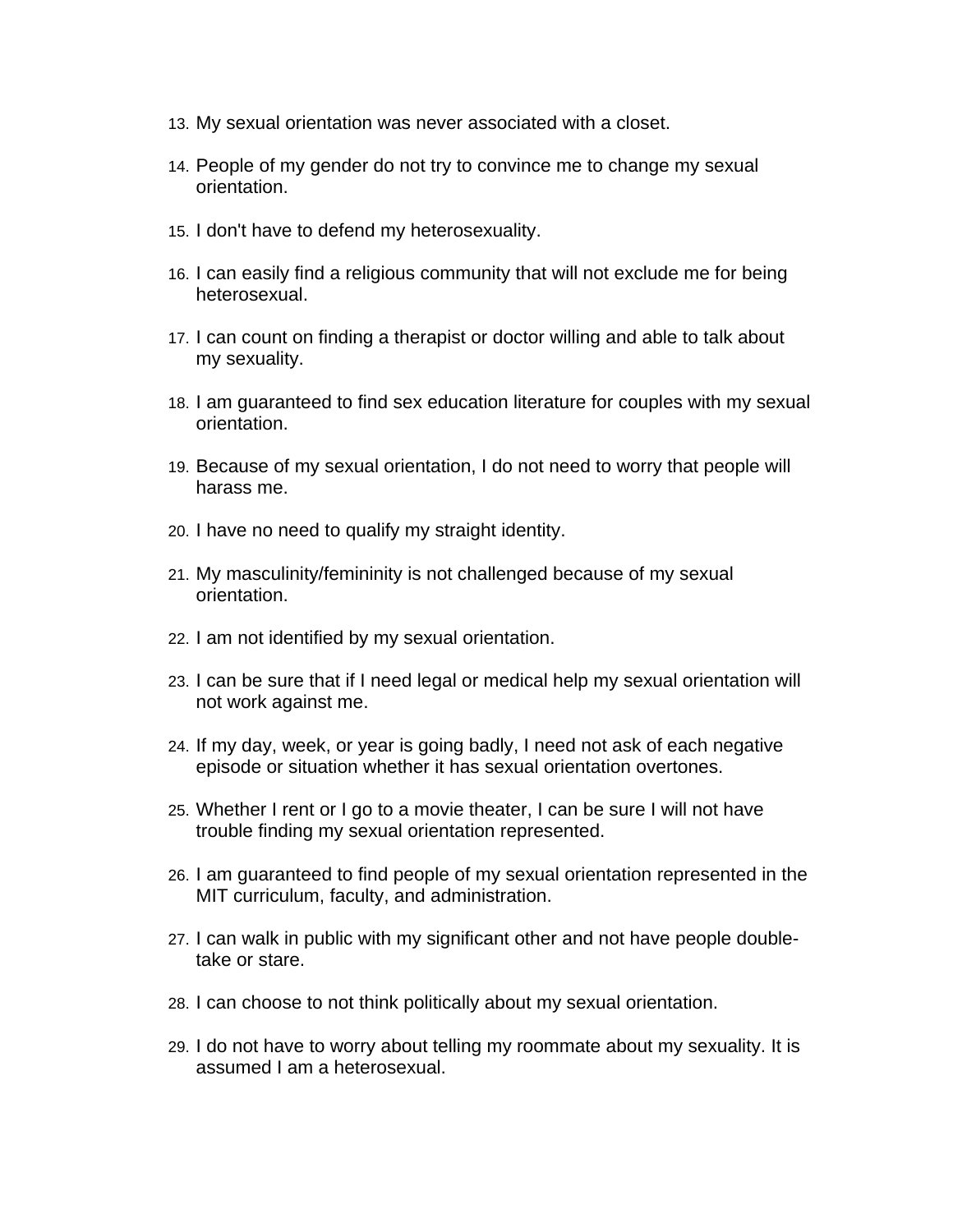13. My sexual orientation was never associated with a closet.

14. People of my gender do not try to convince me to change my sexual orientation.

15. I don't have to defend my heterosexuality.

16. I can easily find a religious community that will not exclude me for being heterosexual.

17. I can count on finding a therapist or doctor willing and able to talk about my sexuality.

18. I am guaranteed to find sex education literature for couples with my sexual orientation.

19. Because of my sexual orientation, I do not need to worry that people will harass me.

20. I have no need to qualify my straight identity.

21. My masculinity/femininity is not challenged because of my sexual orientation.

22. I am not identified by my sexual orientation.

23. I can be sure that if I need legal or medical help my sexual orientation will not work against me.

24. If my day, week, or year is going badly, I need not ask of each negative episode or situation whether it has sexual orientation overtones.

25. Whether I rent or I go to a movie theater, I can be sure I will not have trouble finding my sexual orientation represented.

26. I am guaranteed to find people of my sexual orientation represented in the MIT curriculum, faculty, and administration.

27. I can walk in public with my significant other and not have people double-take or stare.

28. I can choose to not think politically about my sexual orientation.

29. I do not have to worry about telling my roommate about my sexuality. It is assumed I am a heterosexual.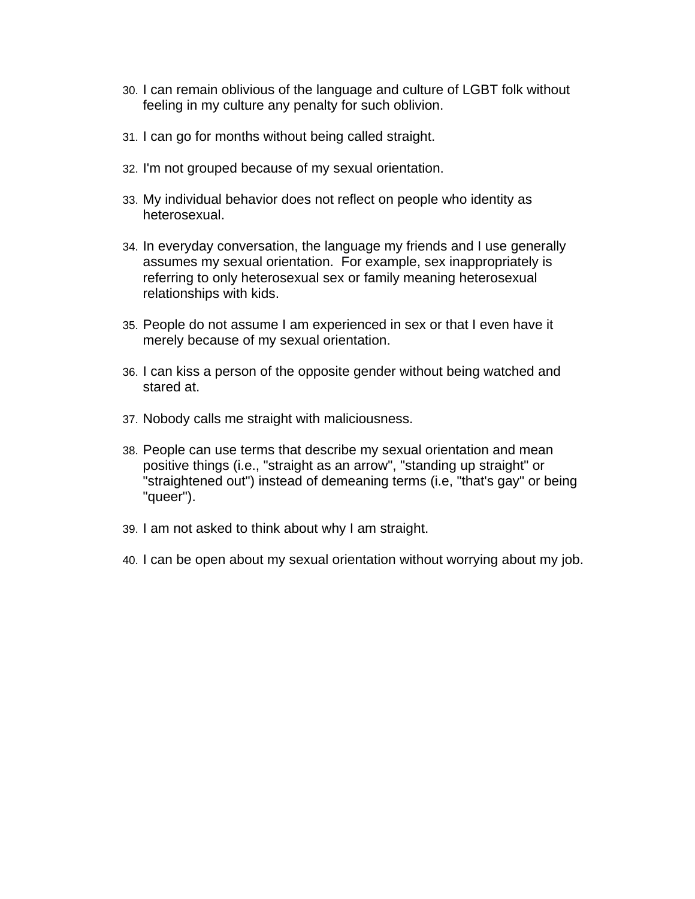30. I can remain oblivious of the language and culture of LGBT folk without feeling in my culture any penalty for such oblivion.

31. I can go for months without being called straight.

32. I'm not grouped because of my sexual orientation.

33. My individual behavior does not reflect on people who identity as heterosexual.

34. In everyday conversation, the language my friends and I use generally assumes my sexual orientation. For example, sex inappropriately is referring to only heterosexual sex or family meaning heterosexual relationships with kids.

35. People do not assume I am experienced in sex or that I even have it merely because of my sexual orientation.

36. I can kiss a person of the opposite gender without being watched and stared at.

37. Nobody calls me straight with maliciousness.

38. People can use terms that describe my sexual orientation and mean positive things (i.e., "straight as an arrow", "standing up straight" or "straightened out") instead of demeaning terms (i.e, "that's gay" or being "queer").

39. I am not asked to think about why I am straight.

40. I can be open about my sexual orientation without worrying about my job.